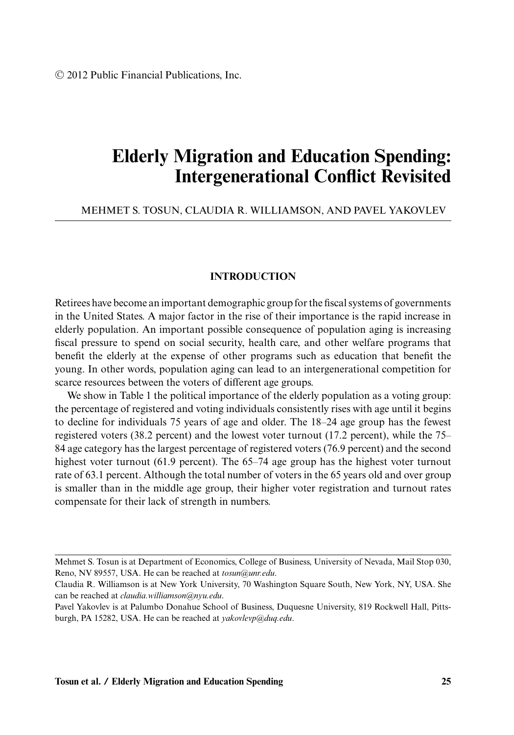© 2012 Public Financial Publications, Inc.

# Elderly Migration and Education Spending: Intergenerational Conflict Revisited

MEHMET S. TOSUN, CLAUDIA R. WILLIAMSON, AND PAVEL YAKOVLEV

## INTRODUCTION

Retirees have become an important demographic group for the fiscal systems of governments in the United States. A major factor in the rise of their importance is the rapid increase in elderly population. An important possible consequence of population aging is increasing fiscal pressure to spend on social security, health care, and other welfare programs that benefit the elderly at the expense of other programs such as education that benefit the young. In other words, population aging can lead to an intergenerational competition for scarce resources between the voters of different age groups.

We show in Table 1 the political importance of the elderly population as a voting group: the percentage of registered and voting individuals consistently rises with age until it begins to decline for individuals 75 years of age and older. The 18–24 age group has the fewest registered voters (38.2 percent) and the lowest voter turnout (17.2 percent), while the 75–84 age category has the largest percentage of registered voters (76.9 percent) and the second highest voter turnout (61.9 percent). The 65–74 age group has the highest voter turnout rate of 63.1 percent. Although the total number of voters in the 65 years old and over group is smaller than in the middle age group, their higher voter registration and turnout rates compensate for their lack of strength in numbers.

---

Mehmet S. Tosun is at Department of Economics, College of Business, University of Nevada, Mail Stop 030, Reno, NV 89557, USA. He can be reached at *tosun@unr.edu*.

Claudia R. Williamson is at New York University, 70 Washington Square South, New York, NY, USA. She can be reached at *claudia.williamson@nyu.edu*.

Pavel Yakovlev is at Palumbo Donahue School of Business, Duquesne University, 819 Rockwell Hall, Pittsburgh, PA 15282, USA. He can be reached at *yakovlevp@duq.edu*.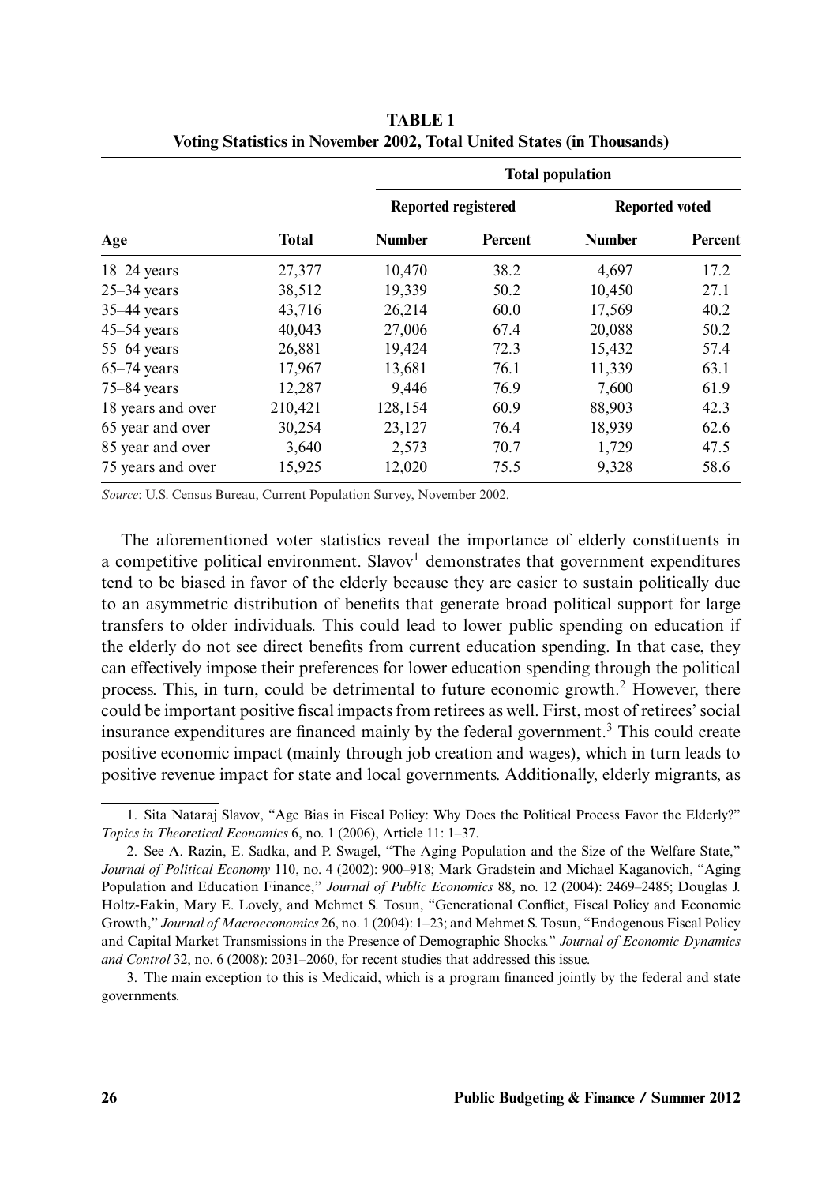**TABLE 1**
**Voting Statistics in November 2002, Total United States (in Thousands)**

| | | Total population | | | |
|---|---|---|---|---|---|
| | | Reported registered | | Reported voted | |
| Age | Total | Number | Percent | Number | Percent |
| 18–24 years | 27,377 | 10,470 | 38.2 | 4,697 | 17.2 |
| 25–34 years | 38,512 | 19,339 | 50.2 | 10,450 | 27.1 |
| 35–44 years | 43,716 | 26,214 | 60.0 | 17,569 | 40.2 |
| 45–54 years | 40,043 | 27,006 | 67.4 | 20,088 | 50.2 |
| 55–64 years | 26,881 | 19,424 | 72.3 | 15,432 | 57.4 |
| 65–74 years | 17,967 | 13,681 | 76.1 | 11,339 | 63.1 |
| 75–84 years | 12,287 | 9,446 | 76.9 | 7,600 | 61.9 |
| 18 years and over | 210,421 | 128,154 | 60.9 | 88,903 | 42.3 |
| 65 year and over | 30,254 | 23,127 | 76.4 | 18,939 | 62.6 |
| 85 year and over | 3,640 | 2,573 | 70.7 | 1,729 | 47.5 |
| 75 years and over | 15,925 | 12,020 | 75.5 | 9,328 | 58.6 |

*Source*: U.S. Census Bureau, Current Population Survey, November 2002.

The aforementioned voter statistics reveal the importance of elderly constituents in a competitive political environment. Slavov[1] demonstrates that government expenditures tend to be biased in favor of the elderly because they are easier to sustain politically due to an asymmetric distribution of benefits that generate broad political support for large transfers to older individuals. This could lead to lower public spending on education if the elderly do not see direct benefits from current education spending. In that case, they can effectively impose their preferences for lower education spending through the political process. This, in turn, could be detrimental to future economic growth.[2] However, there could be important positive fiscal impacts from retirees as well. First, most of retirees' social insurance expenditures are financed mainly by the federal government.[3] This could create positive economic impact (mainly through job creation and wages), which in turn leads to positive revenue impact for state and local governments. Additionally, elderly migrants, as

1. Sita Nataraj Slavov, "Age Bias in Fiscal Policy: Why Does the Political Process Favor the Elderly?" *Topics in Theoretical Economics* 6, no. 1 (2006), Article 11: 1–37.

2. See A. Razin, E. Sadka, and P. Swagel, "The Aging Population and the Size of the Welfare State," *Journal of Political Economy* 110, no. 4 (2002): 900–918; Mark Gradstein and Michael Kaganovich, "Aging Population and Education Finance," *Journal of Public Economics* 88, no. 12 (2004): 2469–2485; Douglas J. Holtz-Eakin, Mary E. Lovely, and Mehmet S. Tosun, "Generational Conflict, Fiscal Policy and Economic Growth," *Journal of Macroeconomics* 26, no. 1 (2004): 1–23; and Mehmet S. Tosun, "Endogenous Fiscal Policy and Capital Market Transmissions in the Presence of Demographic Shocks." *Journal of Economic Dynamics and Control* 32, no. 6 (2008): 2031–2060, for recent studies that addressed this issue.

3. The main exception to this is Medicaid, which is a program financed jointly by the federal and state governments.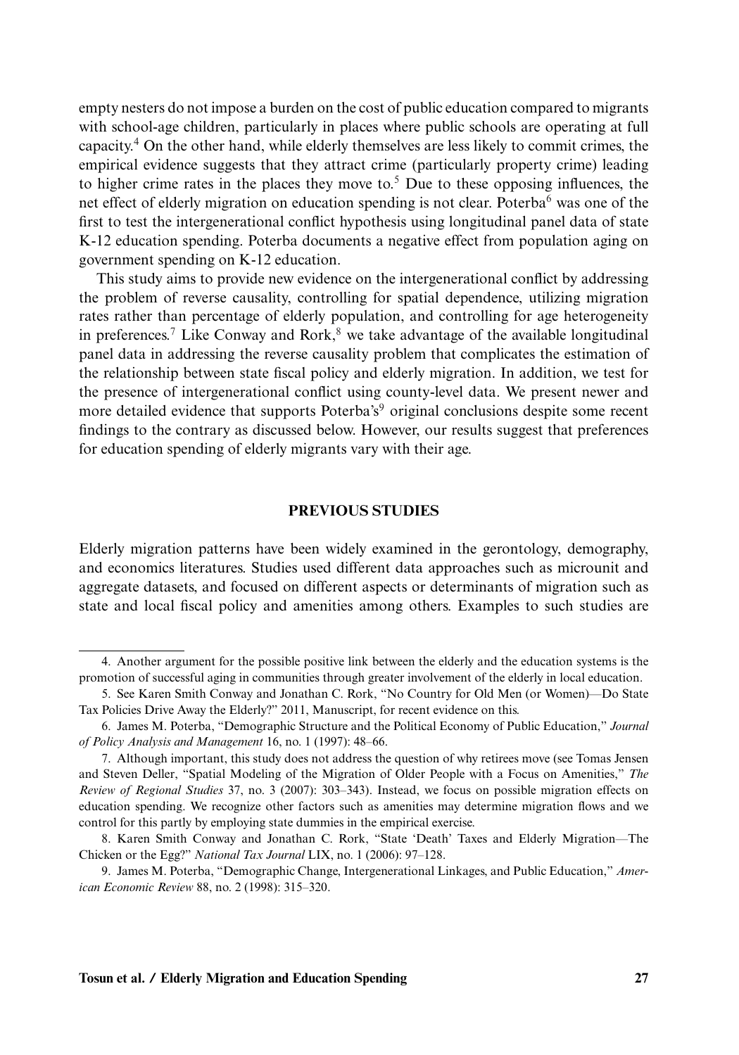empty nesters do not impose a burden on the cost of public education compared to migrants with school-age children, particularly in places where public schools are operating at full capacity.[4] On the other hand, while elderly themselves are less likely to commit crimes, the empirical evidence suggests that they attract crime (particularly property crime) leading to higher crime rates in the places they move to.[5] Due to these opposing influences, the net effect of elderly migration on education spending is not clear. Poterba[6] was one of the first to test the intergenerational conflict hypothesis using longitudinal panel data of state K-12 education spending. Poterba documents a negative effect from population aging on government spending on K-12 education.

This study aims to provide new evidence on the intergenerational conflict by addressing the problem of reverse causality, controlling for spatial dependence, utilizing migration rates rather than percentage of elderly population, and controlling for age heterogeneity in preferences.[7] Like Conway and Rork,[8] we take advantage of the available longitudinal panel data in addressing the reverse causality problem that complicates the estimation of the relationship between state fiscal policy and elderly migration. In addition, we test for the presence of intergenerational conflict using county-level data. We present newer and more detailed evidence that supports Poterba's[9] original conclusions despite some recent findings to the contrary as discussed below. However, our results suggest that preferences for education spending of elderly migrants vary with their age.

## PREVIOUS STUDIES

Elderly migration patterns have been widely examined in the gerontology, demography, and economics literatures. Studies used different data approaches such as microunit and aggregate datasets, and focused on different aspects or determinants of migration such as state and local fiscal policy and amenities among others. Examples to such studies are

4. Another argument for the possible positive link between the elderly and the education systems is the promotion of successful aging in communities through greater involvement of the elderly in local education.

5. See Karen Smith Conway and Jonathan C. Rork, "No Country for Old Men (or Women)—Do State Tax Policies Drive Away the Elderly?" 2011, Manuscript, for recent evidence on this.

6. James M. Poterba, "Demographic Structure and the Political Economy of Public Education," *Journal of Policy Analysis and Management* 16, no. 1 (1997): 48–66.

7. Although important, this study does not address the question of why retirees move (see Tomas Jensen and Steven Deller, "Spatial Modeling of the Migration of Older People with a Focus on Amenities," *The Review of Regional Studies* 37, no. 3 (2007): 303–343). Instead, we focus on possible migration effects on education spending. We recognize other factors such as amenities may determine migration flows and we control for this partly by employing state dummies in the empirical exercise.

8. Karen Smith Conway and Jonathan C. Rork, "State 'Death' Taxes and Elderly Migration—The Chicken or the Egg?" *National Tax Journal* LIX, no. 1 (2006): 97–128.

9. James M. Poterba, "Demographic Change, Intergenerational Linkages, and Public Education," *American Economic Review* 88, no. 2 (1998): 315–320.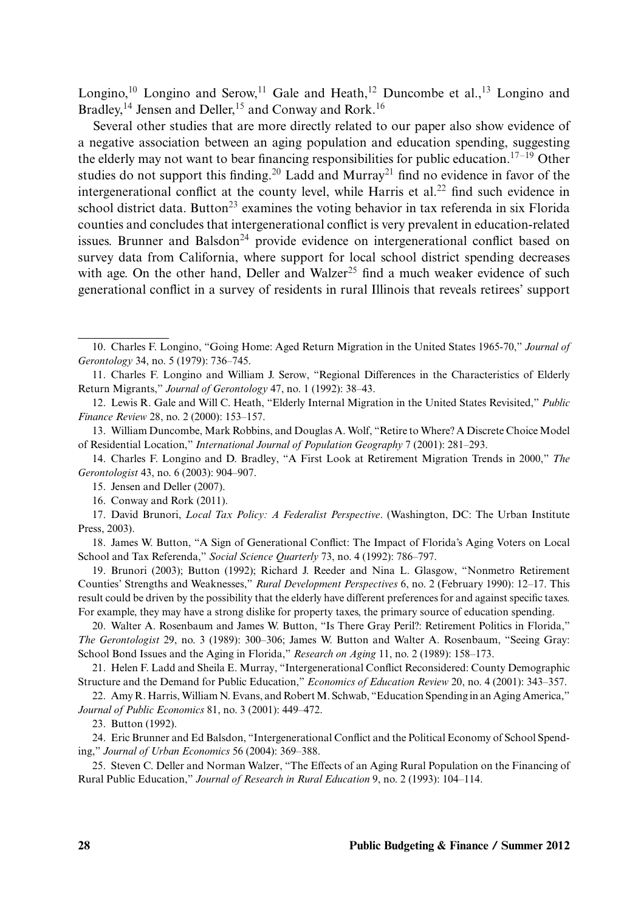Longino,[10] Longino and Serow,[11] Gale and Heath,[12] Duncombe et al.,[13] Longino and Bradley,[14] Jensen and Deller,[15] and Conway and Rork.[16]

Several other studies that are more directly related to our paper also show evidence of a negative association between an aging population and education spending, suggesting the elderly may not want to bear financing responsibilities for public education.[17–19] Other studies do not support this finding.[20] Ladd and Murray[21] find no evidence in favor of the intergenerational conflict at the county level, while Harris et al.[22] find such evidence in school district data. Button[23] examines the voting behavior in tax referenda in six Florida counties and concludes that intergenerational conflict is very prevalent in education-related issues. Brunner and Balsdon[24] provide evidence on intergenerational conflict based on survey data from California, where support for local school district spending decreases with age. On the other hand, Deller and Walzer[25] find a much weaker evidence of such generational conflict in a survey of residents in rural Illinois that reveals retirees' support

10. Charles F. Longino, "Going Home: Aged Return Migration in the United States 1965-70," *Journal of Gerontology* 34, no. 5 (1979): 736–745.

11. Charles F. Longino and William J. Serow, "Regional Differences in the Characteristics of Elderly Return Migrants," *Journal of Gerontology* 47, no. 1 (1992): 38–43.

12. Lewis R. Gale and Will C. Heath, "Elderly Internal Migration in the United States Revisited," *Public Finance Review* 28, no. 2 (2000): 153–157.

13. William Duncombe, Mark Robbins, and Douglas A. Wolf, "Retire to Where? A Discrete Choice Model of Residential Location," *International Journal of Population Geography* 7 (2001): 281–293.

14. Charles F. Longino and D. Bradley, "A First Look at Retirement Migration Trends in 2000," *The Gerontologist* 43, no. 6 (2003): 904–907.

15. Jensen and Deller (2007).

16. Conway and Rork (2011).

17. David Brunori, *Local Tax Policy: A Federalist Perspective*. (Washington, DC: The Urban Institute Press, 2003).

18. James W. Button, "A Sign of Generational Conflict: The Impact of Florida's Aging Voters on Local School and Tax Referenda," *Social Science Quarterly* 73, no. 4 (1992): 786–797.

19. Brunori (2003); Button (1992); Richard J. Reeder and Nina L. Glasgow, "Nonmetro Retirement Counties' Strengths and Weaknesses," *Rural Development Perspectives* 6, no. 2 (February 1990): 12–17. This result could be driven by the possibility that the elderly have different preferences for and against specific taxes. For example, they may have a strong dislike for property taxes, the primary source of education spending.

20. Walter A. Rosenbaum and James W. Button, "Is There Gray Peril?: Retirement Politics in Florida," *The Gerontologist* 29, no. 3 (1989): 300–306; James W. Button and Walter A. Rosenbaum, "Seeing Gray: School Bond Issues and the Aging in Florida," *Research on Aging* 11, no. 2 (1989): 158–173.

21. Helen F. Ladd and Sheila E. Murray, "Intergenerational Conflict Reconsidered: County Demographic Structure and the Demand for Public Education," *Economics of Education Review* 20, no. 4 (2001): 343–357.

22. Amy R. Harris, William N. Evans, and Robert M. Schwab, "Education Spending in an Aging America," *Journal of Public Economics* 81, no. 3 (2001): 449–472.

23. Button (1992).

24. Eric Brunner and Ed Balsdon, "Intergenerational Conflict and the Political Economy of School Spending," *Journal of Urban Economics* 56 (2004): 369–388.

25. Steven C. Deller and Norman Walzer, "The Effects of an Aging Rural Population on the Financing of Rural Public Education," *Journal of Research in Rural Education* 9, no. 2 (1993): 104–114.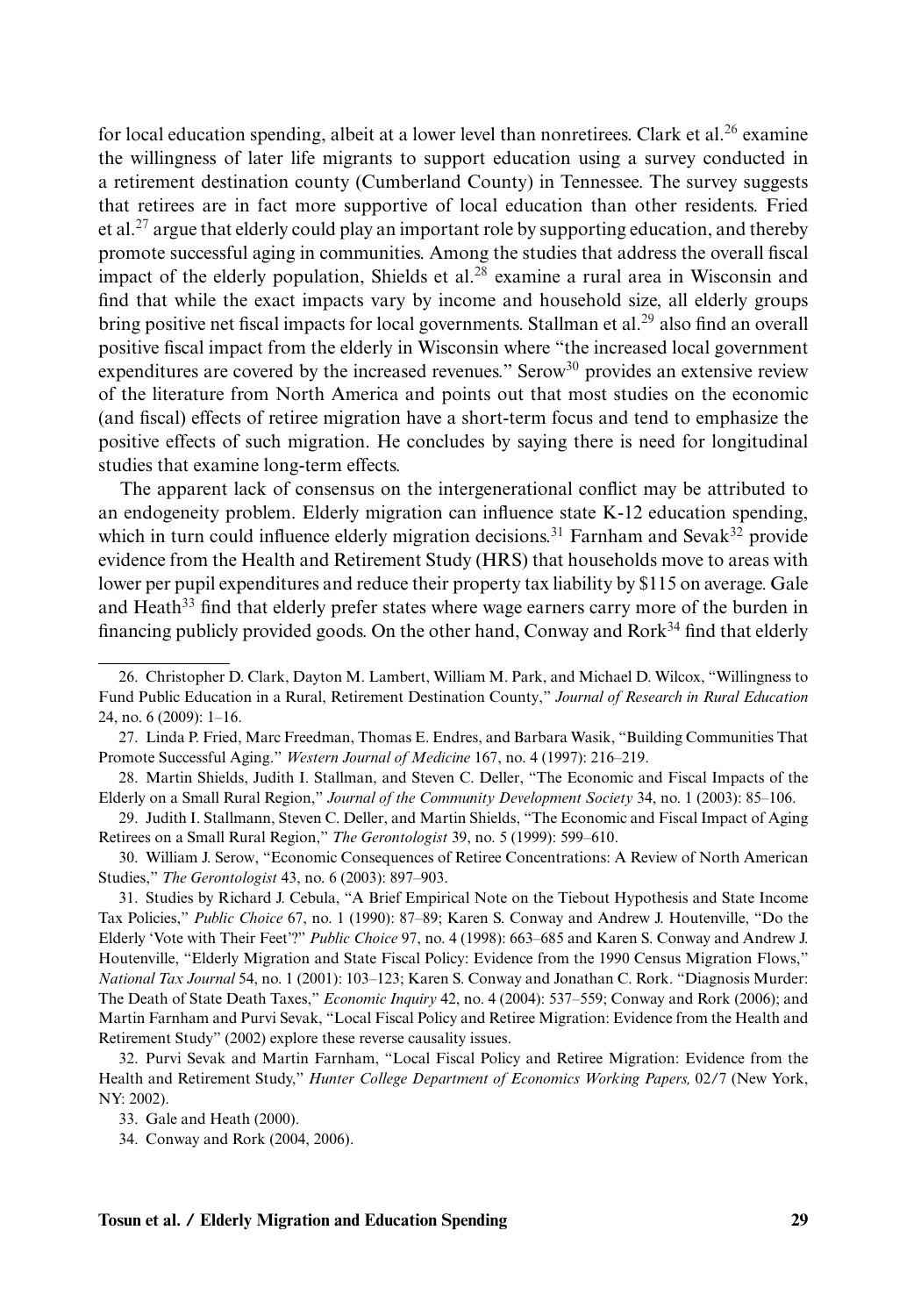for local education spending, albeit at a lower level than nonretirees. Clark et al.[26] examine the willingness of later life migrants to support education using a survey conducted in a retirement destination county (Cumberland County) in Tennessee. The survey suggests that retirees are in fact more supportive of local education than other residents. Fried et al.[27] argue that elderly could play an important role by supporting education, and thereby promote successful aging in communities. Among the studies that address the overall fiscal impact of the elderly population, Shields et al.[28] examine a rural area in Wisconsin and find that while the exact impacts vary by income and household size, all elderly groups bring positive net fiscal impacts for local governments. Stallman et al.[29] also find an overall positive fiscal impact from the elderly in Wisconsin where "the increased local government expenditures are covered by the increased revenues." Serow[30] provides an extensive review of the literature from North America and points out that most studies on the economic (and fiscal) effects of retiree migration have a short-term focus and tend to emphasize the positive effects of such migration. He concludes by saying there is need for longitudinal studies that examine long-term effects.

The apparent lack of consensus on the intergenerational conflict may be attributed to an endogeneity problem. Elderly migration can influence state K-12 education spending, which in turn could influence elderly migration decisions.[31] Farnham and Sevak[32] provide evidence from the Health and Retirement Study (HRS) that households move to areas with lower per pupil expenditures and reduce their property tax liability by $115 on average. Gale and Heath[33] find that elderly prefer states where wage earners carry more of the burden in financing publicly provided goods. On the other hand, Conway and Rork[34] find that elderly

26. Christopher D. Clark, Dayton M. Lambert, William M. Park, and Michael D. Wilcox, "Willingness to Fund Public Education in a Rural, Retirement Destination County," *Journal of Research in Rural Education* 24, no. 6 (2009): 1–16.

27. Linda P. Fried, Marc Freedman, Thomas E. Endres, and Barbara Wasik, "Building Communities That Promote Successful Aging." *Western Journal of Medicine* 167, no. 4 (1997): 216–219.

28. Martin Shields, Judith I. Stallman, and Steven C. Deller, "The Economic and Fiscal Impacts of the Elderly on a Small Rural Region," *Journal of the Community Development Society* 34, no. 1 (2003): 85–106.

29. Judith I. Stallmann, Steven C. Deller, and Martin Shields, "The Economic and Fiscal Impact of Aging Retirees on a Small Rural Region," *The Gerontologist* 39, no. 5 (1999): 599–610.

30. William J. Serow, "Economic Consequences of Retiree Concentrations: A Review of North American Studies," *The Gerontologist* 43, no. 6 (2003): 897–903.

31. Studies by Richard J. Cebula, "A Brief Empirical Note on the Tiebout Hypothesis and State Income Tax Policies," *Public Choice* 67, no. 1 (1990): 87–89; Karen S. Conway and Andrew J. Houtenville, "Do the Elderly 'Vote with Their Feet'?" *Public Choice* 97, no. 4 (1998): 663–685 and Karen S. Conway and Andrew J. Houtenville, "Elderly Migration and State Fiscal Policy: Evidence from the 1990 Census Migration Flows," *National Tax Journal* 54, no. 1 (2001): 103–123; Karen S. Conway and Jonathan C. Rork. "Diagnosis Murder: The Death of State Death Taxes," *Economic Inquiry* 42, no. 4 (2004): 537–559; Conway and Rork (2006); and Martin Farnham and Purvi Sevak, "Local Fiscal Policy and Retiree Migration: Evidence from the Health and Retirement Study" (2002) explore these reverse causality issues.

32. Purvi Sevak and Martin Farnham, "Local Fiscal Policy and Retiree Migration: Evidence from the Health and Retirement Study," *Hunter College Department of Economics Working Papers,* 02/7 (New York, NY: 2002).

33. Gale and Heath (2000).

34. Conway and Rork (2004, 2006).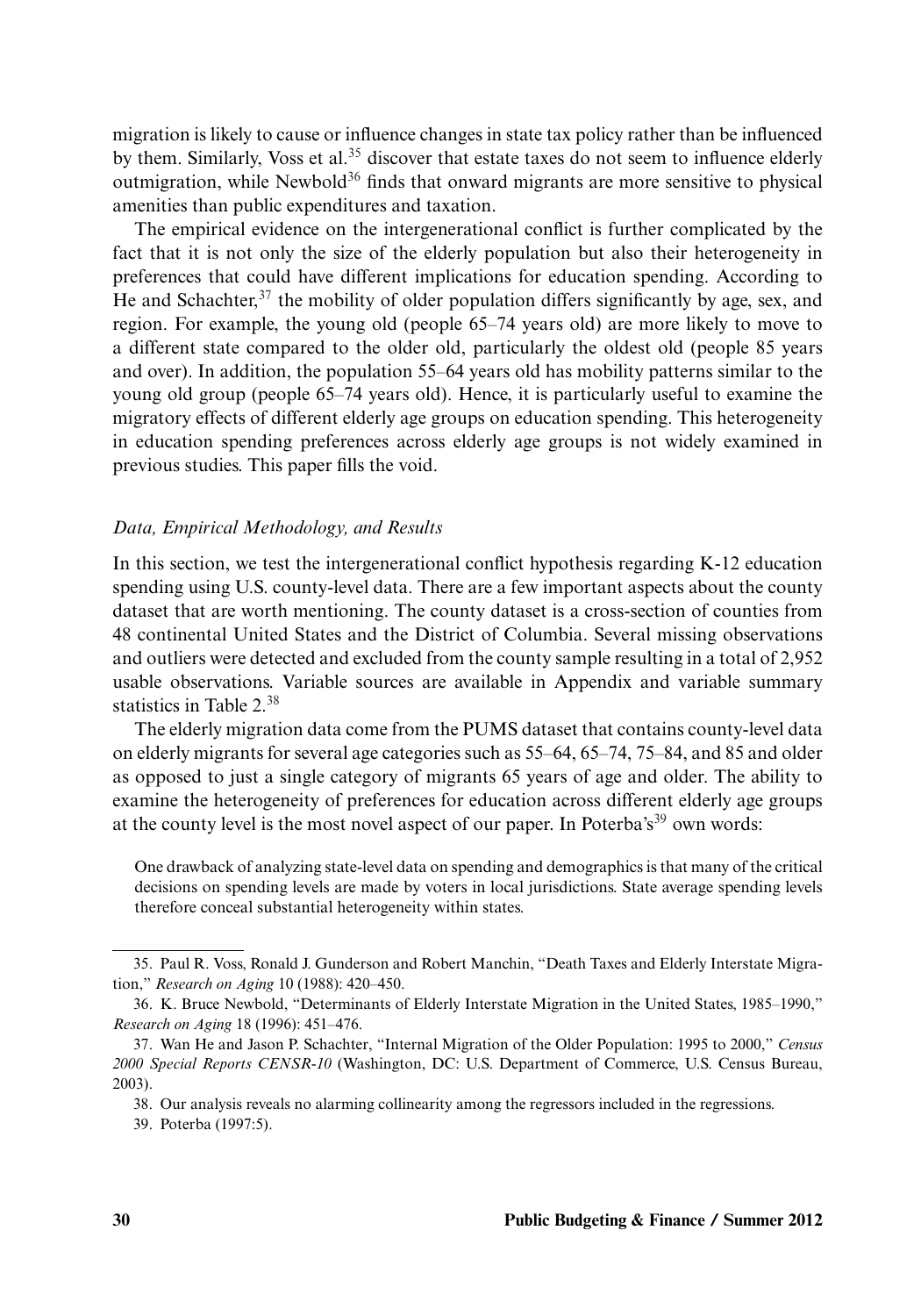migration is likely to cause or influence changes in state tax policy rather than be influenced by them. Similarly, Voss et al.[35] discover that estate taxes do not seem to influence elderly outmigration, while Newbold[36] finds that onward migrants are more sensitive to physical amenities than public expenditures and taxation.

The empirical evidence on the intergenerational conflict is further complicated by the fact that it is not only the size of the elderly population but also their heterogeneity in preferences that could have different implications for education spending. According to He and Schachter,[37] the mobility of older population differs significantly by age, sex, and region. For example, the young old (people 65–74 years old) are more likely to move to a different state compared to the older old, particularly the oldest old (people 85 years and over). In addition, the population 55–64 years old has mobility patterns similar to the young old group (people 65–74 years old). Hence, it is particularly useful to examine the migratory effects of different elderly age groups on education spending. This heterogeneity in education spending preferences across elderly age groups is not widely examined in previous studies. This paper fills the void.

### *Data, Empirical Methodology, and Results*

In this section, we test the intergenerational conflict hypothesis regarding K-12 education spending using U.S. county-level data. There are a few important aspects about the county dataset that are worth mentioning. The county dataset is a cross-section of counties from 48 continental United States and the District of Columbia. Several missing observations and outliers were detected and excluded from the county sample resulting in a total of 2,952 usable observations. Variable sources are available in Appendix and variable summary statistics in Table 2.[38]

The elderly migration data come from the PUMS dataset that contains county-level data on elderly migrants for several age categories such as 55–64, 65–74, 75–84, and 85 and older as opposed to just a single category of migrants 65 years of age and older. The ability to examine the heterogeneity of preferences for education across different elderly age groups at the county level is the most novel aspect of our paper. In Poterba's[39] own words:

> One drawback of analyzing state-level data on spending and demographics is that many of the critical decisions on spending levels are made by voters in local jurisdictions. State average spending levels therefore conceal substantial heterogeneity within states.

---

35. Paul R. Voss, Ronald J. Gunderson and Robert Manchin, "Death Taxes and Elderly Interstate Migration," *Research on Aging* 10 (1988): 420–450.

36. K. Bruce Newbold, "Determinants of Elderly Interstate Migration in the United States, 1985–1990," *Research on Aging* 18 (1996): 451–476.

37. Wan He and Jason P. Schachter, "Internal Migration of the Older Population: 1995 to 2000," *Census 2000 Special Reports CENSR-10* (Washington, DC: U.S. Department of Commerce, U.S. Census Bureau, 2003).

38. Our analysis reveals no alarming collinearity among the regressors included in the regressions.

39. Poterba (1997:5).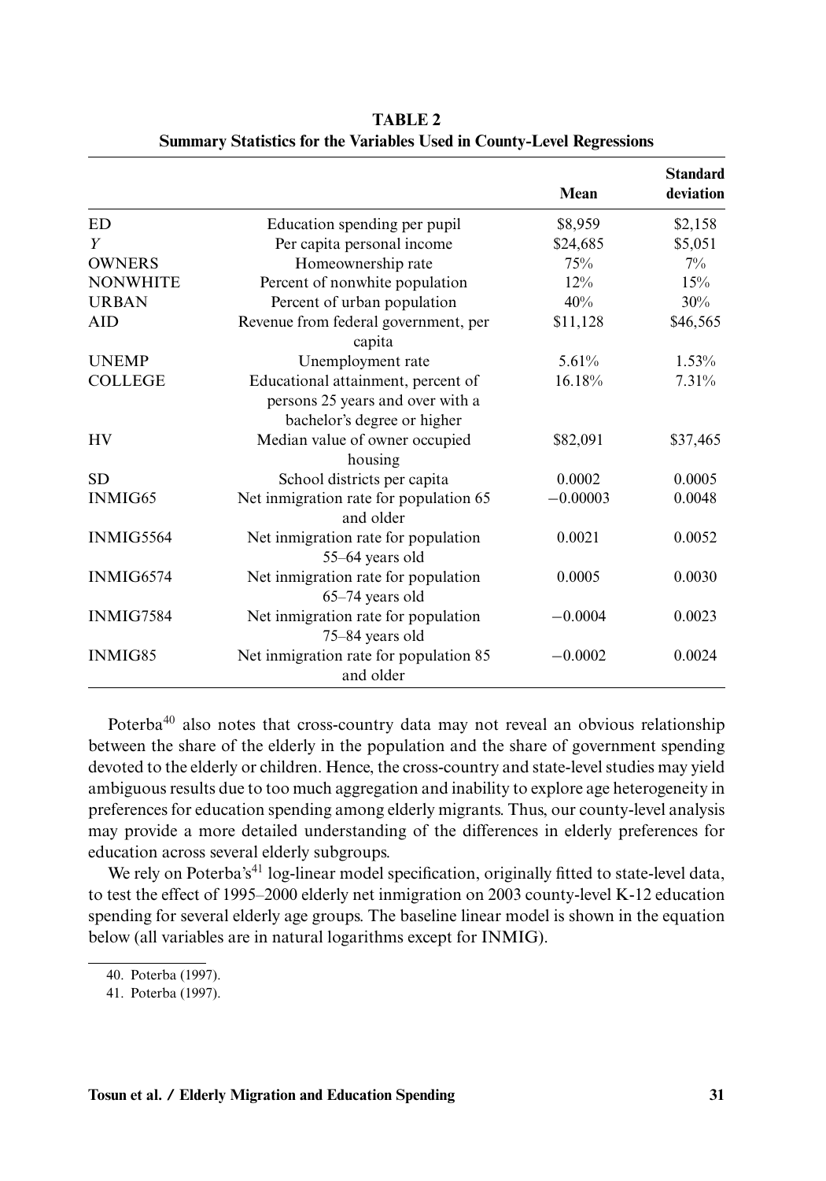**TABLE 2**
**Summary Statistics for the Variables Used in County-Level Regressions**

| | | Mean | Standard deviation |
|---|---|---|---|
| ED | Education spending per pupil | \$8,959 | \$2,158 |
| $Y$ | Per capita personal income | \$24,685 | \$5,051 |
| OWNERS | Homeownership rate | 75% | 7% |
| NONWHITE | Percent of nonwhite population | 12% | 15% |
| URBAN | Percent of urban population | 40% | 30% |
| AID | Revenue from federal government, per capita | \$11,128 | \$46,565 |
| UNEMP | Unemployment rate | 5.61% | 1.53% |
| COLLEGE | Educational attainment, percent of persons 25 years and over with a bachelor's degree or higher | 16.18% | 7.31% |
| HV | Median value of owner occupied housing | \$82,091 | \$37,465 |
| SD | School districts per capita | 0.0002 | 0.0005 |
| INMIG65 | Net inmigration rate for population 65 and older | −0.00003 | 0.0048 |
| INMIG5564 | Net inmigration rate for population 55–64 years old | 0.0021 | 0.0052 |
| INMIG6574 | Net inmigration rate for population 65–74 years old | 0.0005 | 0.0030 |
| INMIG7584 | Net inmigration rate for population 75–84 years old | −0.0004 | 0.0023 |
| INMIG85 | Net inmigration rate for population 85 and older | −0.0002 | 0.0024 |

Poterba[40] also notes that cross-country data may not reveal an obvious relationship between the share of the elderly in the population and the share of government spending devoted to the elderly or children. Hence, the cross-country and state-level studies may yield ambiguous results due to too much aggregation and inability to explore age heterogeneity in preferences for education spending among elderly migrants. Thus, our county-level analysis may provide a more detailed understanding of the differences in elderly preferences for education across several elderly subgroups.

We rely on Poterba's[41] log-linear model specification, originally fitted to state-level data, to test the effect of 1995–2000 elderly net inmigration on 2003 county-level K-12 education spending for several elderly age groups. The baseline linear model is shown in the equation below (all variables are in natural logarithms except for INMIG).

40. Poterba (1997).

41. Poterba (1997).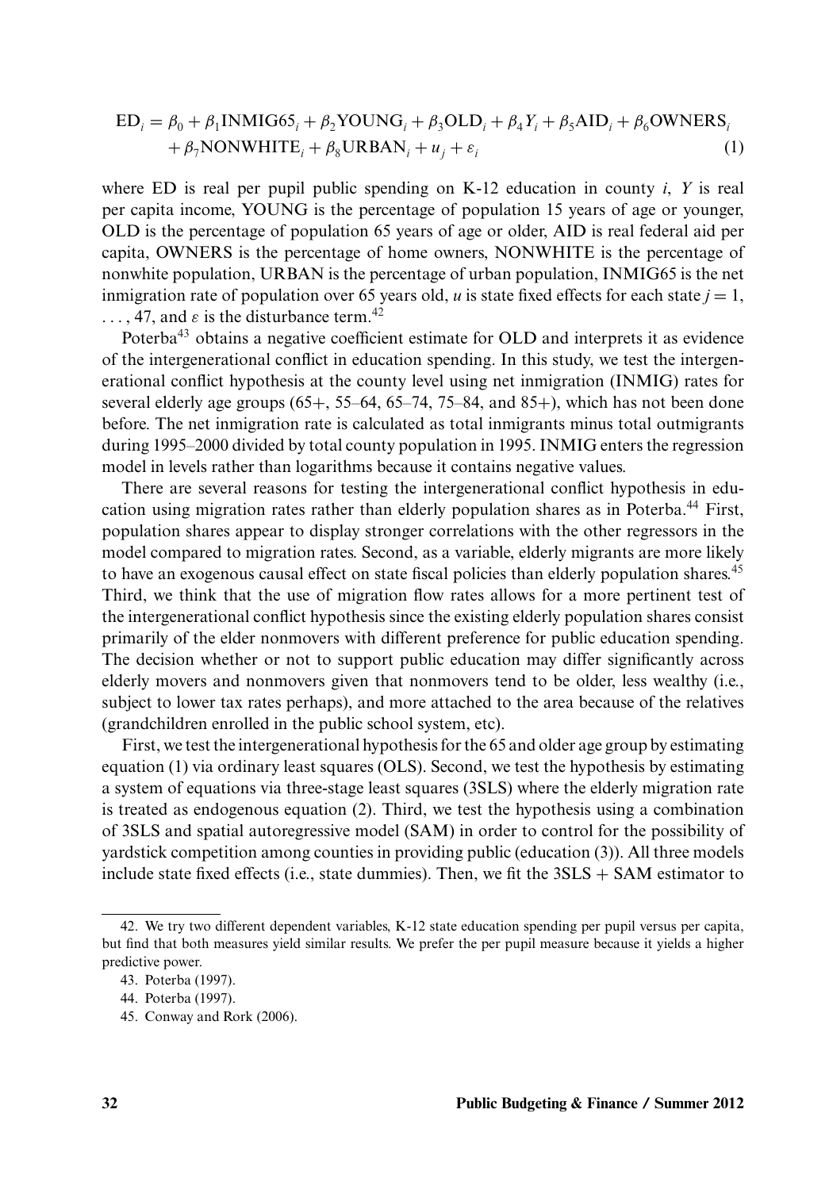$$
\begin{aligned}
\mathrm{ED}_i = {} & \beta_0 + \beta_1 \mathrm{INMIG65}_i + \beta_2 \mathrm{YOUNG}_i + \beta_3 \mathrm{OLD}_i + \beta_4 Y_i + \beta_5 \mathrm{AID}_i + \beta_6 \mathrm{OWNERS}_i \\
& + \beta_7 \mathrm{NONWHITE}_i + \beta_8 \mathrm{URBAN}_i + u_j + \varepsilon_i \qquad (1)
\end{aligned}
$$

where ED is real per pupil public spending on K-12 education in county $i$, $Y$ is real per capita income, YOUNG is the percentage of population 15 years of age or younger, OLD is the percentage of population 65 years of age or older, AID is real federal aid per capita, OWNERS is the percentage of home owners, NONWHITE is the percentage of nonwhite population, URBAN is the percentage of urban population, INMIG65 is the net inmigration rate of population over 65 years old, $u$ is state fixed effects for each state $j = 1, \ldots, 47$, and $\varepsilon$ is the disturbance term.[42]

Poterba[43] obtains a negative coefficient estimate for OLD and interprets it as evidence of the intergenerational conflict in education spending. In this study, we test the intergenerational conflict hypothesis at the county level using net inmigration (INMIG) rates for several elderly age groups (65+, 55–64, 65–74, 75–84, and 85+), which has not been done before. The net inmigration rate is calculated as total inmigrants minus total outmigrants during 1995–2000 divided by total county population in 1995. INMIG enters the regression model in levels rather than logarithms because it contains negative values.

There are several reasons for testing the intergenerational conflict hypothesis in education using migration rates rather than elderly population shares as in Poterba.[44] First, population shares appear to display stronger correlations with the other regressors in the model compared to migration rates. Second, as a variable, elderly migrants are more likely to have an exogenous causal effect on state fiscal policies than elderly population shares.[45] Third, we think that the use of migration flow rates allows for a more pertinent test of the intergenerational conflict hypothesis since the existing elderly population shares consist primarily of the elder nonmovers with different preference for public education spending. The decision whether or not to support public education may differ significantly across elderly movers and nonmovers given that nonmovers tend to be older, less wealthy (i.e., subject to lower tax rates perhaps), and more attached to the area because of the relatives (grandchildren enrolled in the public school system, etc).

First, we test the intergenerational hypothesis for the 65 and older age group by estimating equation (1) via ordinary least squares (OLS). Second, we test the hypothesis by estimating a system of equations via three-stage least squares (3SLS) where the elderly migration rate is treated as endogenous equation (2). Third, we test the hypothesis using a combination of 3SLS and spatial autoregressive model (SAM) in order to control for the possibility of yardstick competition among counties in providing public (education (3)). All three models include state fixed effects (i.e., state dummies). Then, we fit the 3SLS + SAM estimator to

---

42. We try two different dependent variables, K-12 state education spending per pupil versus per capita, but find that both measures yield similar results. We prefer the per pupil measure because it yields a higher predictive power.

43. Poterba (1997).

44. Poterba (1997).

45. Conway and Rork (2006).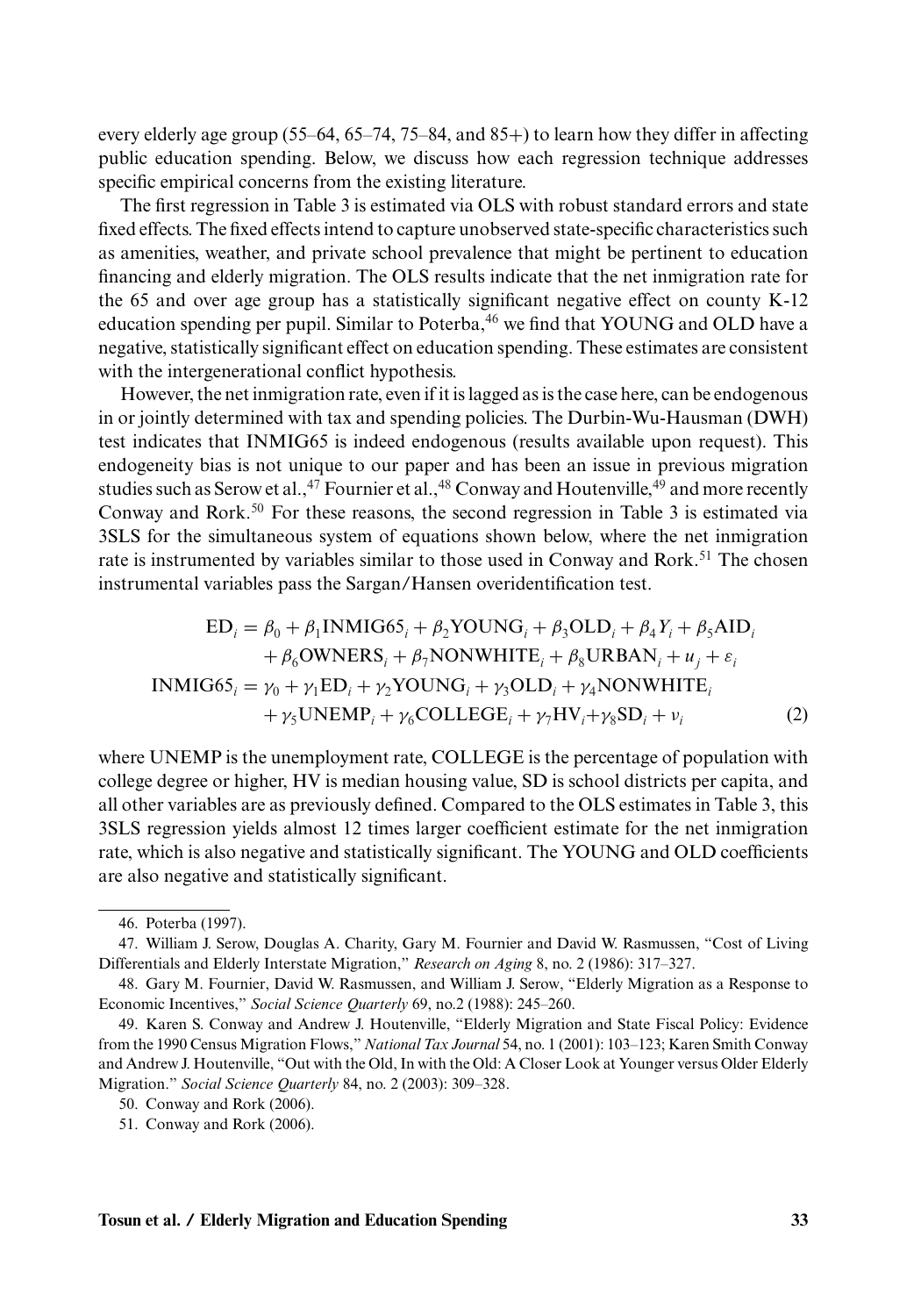every elderly age group (55–64, 65–74, 75–84, and 85+) to learn how they differ in affecting public education spending. Below, we discuss how each regression technique addresses specific empirical concerns from the existing literature.

The first regression in Table 3 is estimated via OLS with robust standard errors and state fixed effects. The fixed effects intend to capture unobserved state-specific characteristics such as amenities, weather, and private school prevalence that might be pertinent to education financing and elderly migration. The OLS results indicate that the net inmigration rate for the 65 and over age group has a statistically significant negative effect on county K-12 education spending per pupil. Similar to Poterba,[46] we find that YOUNG and OLD have a negative, statistically significant effect on education spending. These estimates are consistent with the intergenerational conflict hypothesis.

However, the net inmigration rate, even if it is lagged as is the case here, can be endogenous in or jointly determined with tax and spending policies. The Durbin-Wu-Hausman (DWH) test indicates that INMIG65 is indeed endogenous (results available upon request). This endogeneity bias is not unique to our paper and has been an issue in previous migration studies such as Serow et al.,[47] Fournier et al.,[48] Conway and Houtenville,[49] and more recently Conway and Rork.[50] For these reasons, the second regression in Table 3 is estimated via 3SLS for the simultaneous system of equations shown below, where the net inmigration rate is instrumented by variables similar to those used in Conway and Rork.[51] The chosen instrumental variables pass the Sargan/Hansen overidentification test.

$$
\begin{aligned}
\mathrm{ED}_i &= \beta_0 + \beta_1 \mathrm{INMIG65}_i + \beta_2 \mathrm{YOUNG}_i + \beta_3 \mathrm{OLD}_i + \beta_4 Y_i + \beta_5 \mathrm{AID}_i \\
&\quad + \beta_6 \mathrm{OWNERS}_i + \beta_7 \mathrm{NONWHITE}_i + \beta_8 \mathrm{URBAN}_i + u_j + \varepsilon_i \\
\mathrm{INMIG65}_i &= \gamma_0 + \gamma_1 \mathrm{ED}_i + \gamma_2 \mathrm{YOUNG}_i + \gamma_3 \mathrm{OLD}_i + \gamma_4 \mathrm{NONWHITE}_i \\
&\quad + \gamma_5 \mathrm{UNEMP}_i + \gamma_6 \mathrm{COLLEGE}_i + \gamma_7 \mathrm{HV}_i + \gamma_8 \mathrm{SD}_i + \nu_i
\end{aligned}
\tag{2}
$$

where UNEMP is the unemployment rate, COLLEGE is the percentage of population with college degree or higher, HV is median housing value, SD is school districts per capita, and all other variables are as previously defined. Compared to the OLS estimates in Table 3, this 3SLS regression yields almost 12 times larger coefficient estimate for the net inmigration rate, which is also negative and statistically significant. The YOUNG and OLD coefficients are also negative and statistically significant.

---

46. Poterba (1997).

47. William J. Serow, Douglas A. Charity, Gary M. Fournier and David W. Rasmussen, "Cost of Living Differentials and Elderly Interstate Migration," *Research on Aging* 8, no. 2 (1986): 317–327.

48. Gary M. Fournier, David W. Rasmussen, and William J. Serow, "Elderly Migration as a Response to Economic Incentives," *Social Science Quarterly* 69, no.2 (1988): 245–260.

49. Karen S. Conway and Andrew J. Houtenville, "Elderly Migration and State Fiscal Policy: Evidence from the 1990 Census Migration Flows," *National Tax Journal* 54, no. 1 (2001): 103–123; Karen Smith Conway and Andrew J. Houtenville, "Out with the Old, In with the Old: A Closer Look at Younger versus Older Elderly Migration." *Social Science Quarterly* 84, no. 2 (2003): 309–328.

50. Conway and Rork (2006).

51. Conway and Rork (2006).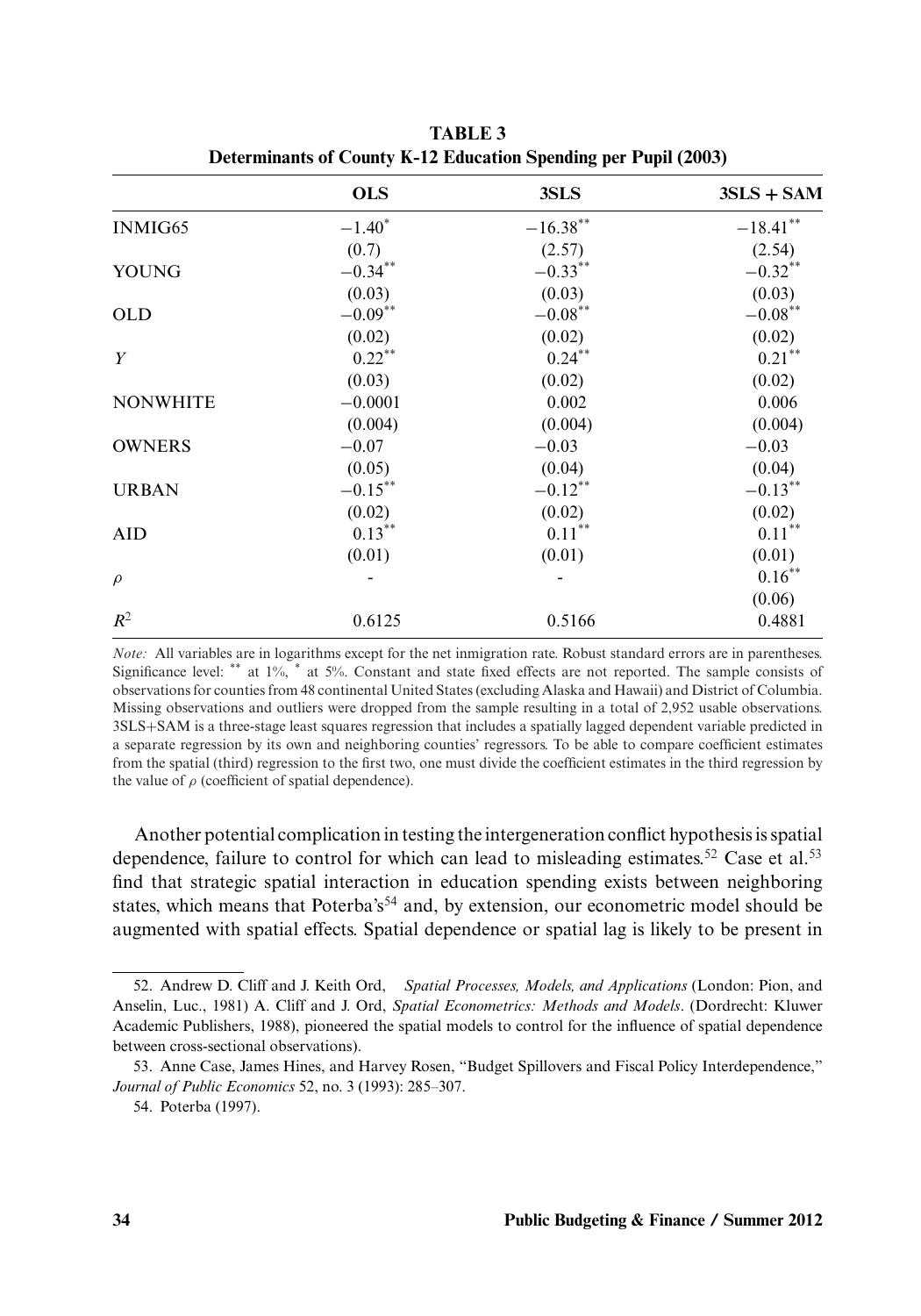**TABLE 3**
**Determinants of County K-12 Education Spending per Pupil (2003)**

| | OLS | 3SLS | 3SLS + SAM |
|---|---|---|---|
| INMIG65 | $-1.40^{*}$ | $-16.38^{**}$ | $-18.41^{**}$ |
| | (0.7) | (2.57) | (2.54) |
| YOUNG | $-0.34^{**}$ | $-0.33^{**}$ | $-0.32^{**}$ |
| | (0.03) | (0.03) | (0.03) |
| OLD | $-0.09^{**}$ | $-0.08^{**}$ | $-0.08^{**}$ |
| | (0.02) | (0.02) | (0.02) |
| $Y$ | $0.22^{**}$ | $0.24^{**}$ | $0.21^{**}$ |
| | (0.03) | (0.02) | (0.02) |
| NONWHITE | −0.0001 | 0.002 | 0.006 |
| | (0.004) | (0.004) | (0.004) |
| OWNERS | −0.07 | −0.03 | −0.03 |
| | (0.05) | (0.04) | (0.04) |
| URBAN | $-0.15^{**}$ | $-0.12^{**}$ | $-0.13^{**}$ |
| | (0.02) | (0.02) | (0.02) |
| AID | $0.13^{**}$ | $0.11^{**}$ | $0.11^{**}$ |
| | (0.01) | (0.01) | (0.01) |
| $\rho$ | - | - | $0.16^{**}$ |
| | | | (0.06) |
| $R^2$ | 0.6125 | 0.5166 | 0.4881 |

*Note:* All variables are in logarithms except for the net inmigration rate. Robust standard errors are in parentheses. Significance level: ** at 1%, * at 5%. Constant and state fixed effects are not reported. The sample consists of observations for counties from 48 continental United States (excluding Alaska and Hawaii) and District of Columbia. Missing observations and outliers were dropped from the sample resulting in a total of 2,952 usable observations. 3SLS+SAM is a three-stage least squares regression that includes a spatially lagged dependent variable predicted in a separate regression by its own and neighboring counties' regressors. To be able to compare coefficient estimates from the spatial (third) regression to the first two, one must divide the coefficient estimates in the third regression by the value of $\rho$ (coefficient of spatial dependence).

Another potential complication in testing the intergeneration conflict hypothesis is spatial dependence, failure to control for which can lead to misleading estimates.[52] Case et al.[53] find that strategic spatial interaction in education spending exists between neighboring states, which means that Poterba's[54] and, by extension, our econometric model should be augmented with spatial effects. Spatial dependence or spatial lag is likely to be present in

52. Andrew D. Cliff and J. Keith Ord, *Spatial Processes, Models, and Applications* (London: Pion, and Anselin, Luc., 1981) A. Cliff and J. Ord, *Spatial Econometrics: Methods and Models*. (Dordrecht: Kluwer Academic Publishers, 1988), pioneered the spatial models to control for the influence of spatial dependence between cross-sectional observations).

53. Anne Case, James Hines, and Harvey Rosen, "Budget Spillovers and Fiscal Policy Interdependence," *Journal of Public Economics* 52, no. 3 (1993): 285–307.

54. Poterba (1997).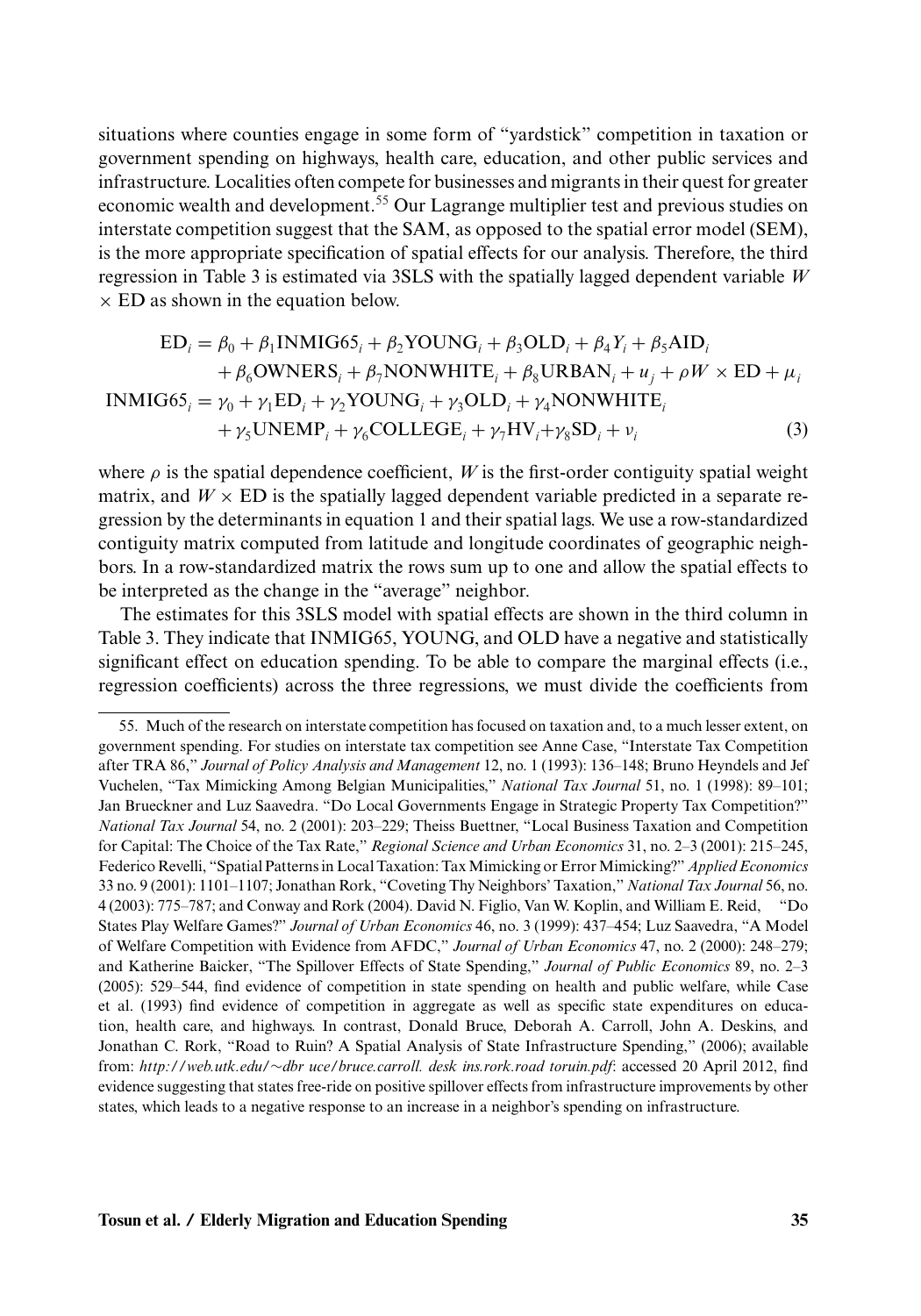situations where counties engage in some form of "yardstick" competition in taxation or government spending on highways, health care, education, and other public services and infrastructure. Localities often compete for businesses and migrants in their quest for greater economic wealth and development.[55] Our Lagrange multiplier test and previous studies on interstate competition suggest that the SAM, as opposed to the spatial error model (SEM), is the more appropriate specification of spatial effects for our analysis. Therefore, the third regression in Table 3 is estimated via 3SLS with the spatially lagged dependent variable $W \times \text{ED}$ as shown in the equation below.

$$
\begin{aligned}
\text{ED}_i &= \beta_0 + \beta_1 \text{INMIG65}_i + \beta_2 \text{YOUNG}_i + \beta_3 \text{OLD}_i + \beta_4 Y_i + \beta_5 \text{AID}_i \\
&\quad + \beta_6 \text{OWNERS}_i + \beta_7 \text{NONWHITE}_i + \beta_8 \text{URBAN}_i + u_j + \rho W \times \text{ED} + \mu_i \\
\text{INMIG65}_i &= \gamma_0 + \gamma_1 \text{ED}_i + \gamma_2 \text{YOUNG}_i + \gamma_3 \text{OLD}_i + \gamma_4 \text{NONWHITE}_i \\
&\quad + \gamma_5 \text{UNEMP}_i + \gamma_6 \text{COLLEGE}_i + \gamma_7 \text{HV}_i + \gamma_8 \text{SD}_i + \nu_i
\end{aligned}
\tag{3}
$$

where $\rho$ is the spatial dependence coefficient, $W$ is the first-order contiguity spatial weight matrix, and $W \times \text{ED}$ is the spatially lagged dependent variable predicted in a separate regression by the determinants in equation 1 and their spatial lags. We use a row-standardized contiguity matrix computed from latitude and longitude coordinates of geographic neighbors. In a row-standardized matrix the rows sum up to one and allow the spatial effects to be interpreted as the change in the "average" neighbor.

The estimates for this 3SLS model with spatial effects are shown in the third column in Table 3. They indicate that INMIG65, YOUNG, and OLD have a negative and statistically significant effect on education spending. To be able to compare the marginal effects (i.e., regression coefficients) across the three regressions, we must divide the coefficients from

---

55. Much of the research on interstate competition has focused on taxation and, to a much lesser extent, on government spending. For studies on interstate tax competition see Anne Case, "Interstate Tax Competition after TRA 86," *Journal of Policy Analysis and Management* 12, no. 1 (1993): 136–148; Bruno Heyndels and Jef Vuchelen, "Tax Mimicking Among Belgian Municipalities," *National Tax Journal* 51, no. 1 (1998): 89–101; Jan Brueckner and Luz Saavedra. "Do Local Governments Engage in Strategic Property Tax Competition?" *National Tax Journal* 54, no. 2 (2001): 203–229; Theiss Buettner, "Local Business Taxation and Competition for Capital: The Choice of the Tax Rate," *Regional Science and Urban Economics* 31, no. 2–3 (2001): 215–245, Federico Revelli, "Spatial Patterns in Local Taxation: Tax Mimicking or Error Mimicking?" *Applied Economics* 33 no. 9 (2001): 1101–1107; Jonathan Rork, "Coveting Thy Neighbors' Taxation," *National Tax Journal* 56, no. 4 (2003): 775–787; and Conway and Rork (2004). David N. Figlio, Van W. Koplin, and William E. Reid, "Do States Play Welfare Games?" *Journal of Urban Economics* 46, no. 3 (1999): 437–454; Luz Saavedra, "A Model of Welfare Competition with Evidence from AFDC," *Journal of Urban Economics* 47, no. 2 (2000): 248–279; and Katherine Baicker, "The Spillover Effects of State Spending," *Journal of Public Economics* 89, no. 2–3 (2005): 529–544, find evidence of competition in state spending on health and public welfare, while Case et al. (1993) find evidence of competition in aggregate as well as specific state expenditures on education, health care, and highways. In contrast, Donald Bruce, Deborah A. Carroll, John A. Deskins, and Jonathan C. Rork, "Road to Ruin? A Spatial Analysis of State Infrastructure Spending," (2006); available from: *http://web.utk.edu/~dbr uce/bruce.carroll. desk ins.rork.road toruin.pdf*: accessed 20 April 2012, find evidence suggesting that states free-ride on positive spillover effects from infrastructure improvements by other states, which leads to a negative response to an increase in a neighbor's spending on infrastructure.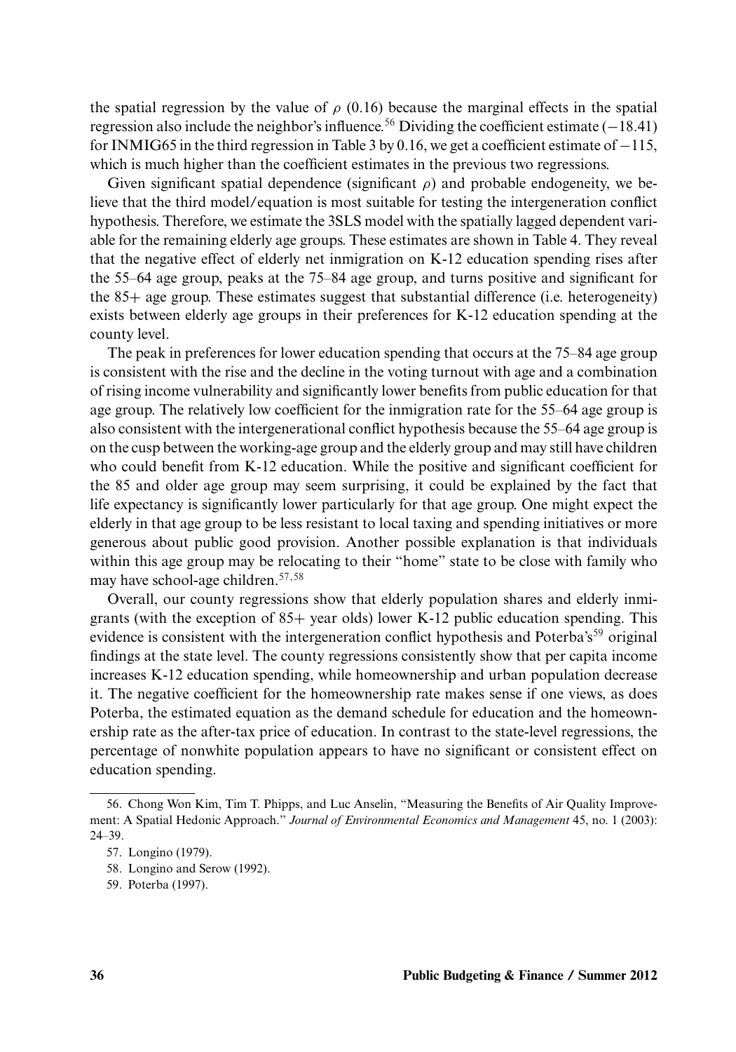the spatial regression by the value of $\rho$ (0.16) because the marginal effects in the spatial regression also include the neighbor's influence.[56] Dividing the coefficient estimate ($-18.41$) for INMIG65 in the third regression in Table 3 by 0.16, we get a coefficient estimate of $-115$, which is much higher than the coefficient estimates in the previous two regressions.

Given significant spatial dependence (significant $\rho$) and probable endogeneity, we believe that the third model/equation is most suitable for testing the intergeneration conflict hypothesis. Therefore, we estimate the 3SLS model with the spatially lagged dependent variable for the remaining elderly age groups. These estimates are shown in Table 4. They reveal that the negative effect of elderly net inmigration on K-12 education spending rises after the 55–64 age group, peaks at the 75–84 age group, and turns positive and significant for the 85+ age group. These estimates suggest that substantial difference (i.e. heterogeneity) exists between elderly age groups in their preferences for K-12 education spending at the county level.

The peak in preferences for lower education spending that occurs at the 75–84 age group is consistent with the rise and the decline in the voting turnout with age and a combination of rising income vulnerability and significantly lower benefits from public education for that age group. The relatively low coefficient for the inmigration rate for the 55–64 age group is also consistent with the intergenerational conflict hypothesis because the 55–64 age group is on the cusp between the working-age group and the elderly group and may still have children who could benefit from K-12 education. While the positive and significant coefficient for the 85 and older age group may seem surprising, it could be explained by the fact that life expectancy is significantly lower particularly for that age group. One might expect the elderly in that age group to be less resistant to local taxing and spending initiatives or more generous about public good provision. Another possible explanation is that individuals within this age group may be relocating to their "home" state to be close with family who may have school-age children.[57,58]

Overall, our county regressions show that elderly population shares and elderly inmigrants (with the exception of 85+ year olds) lower K-12 public education spending. This evidence is consistent with the intergeneration conflict hypothesis and Poterba's[59] original findings at the state level. The county regressions consistently show that per capita income increases K-12 education spending, while homeownership and urban population decrease it. The negative coefficient for the homeownership rate makes sense if one views, as does Poterba, the estimated equation as the demand schedule for education and the homeownership rate as the after-tax price of education. In contrast to the state-level regressions, the percentage of nonwhite population appears to have no significant or consistent effect on education spending.

56. Chong Won Kim, Tim T. Phipps, and Luc Anselin, "Measuring the Benefits of Air Quality Improvement: A Spatial Hedonic Approach." *Journal of Environmental Economics and Management* 45, no. 1 (2003): 24–39.

57. Longino (1979).

58. Longino and Serow (1992).

59. Poterba (1997).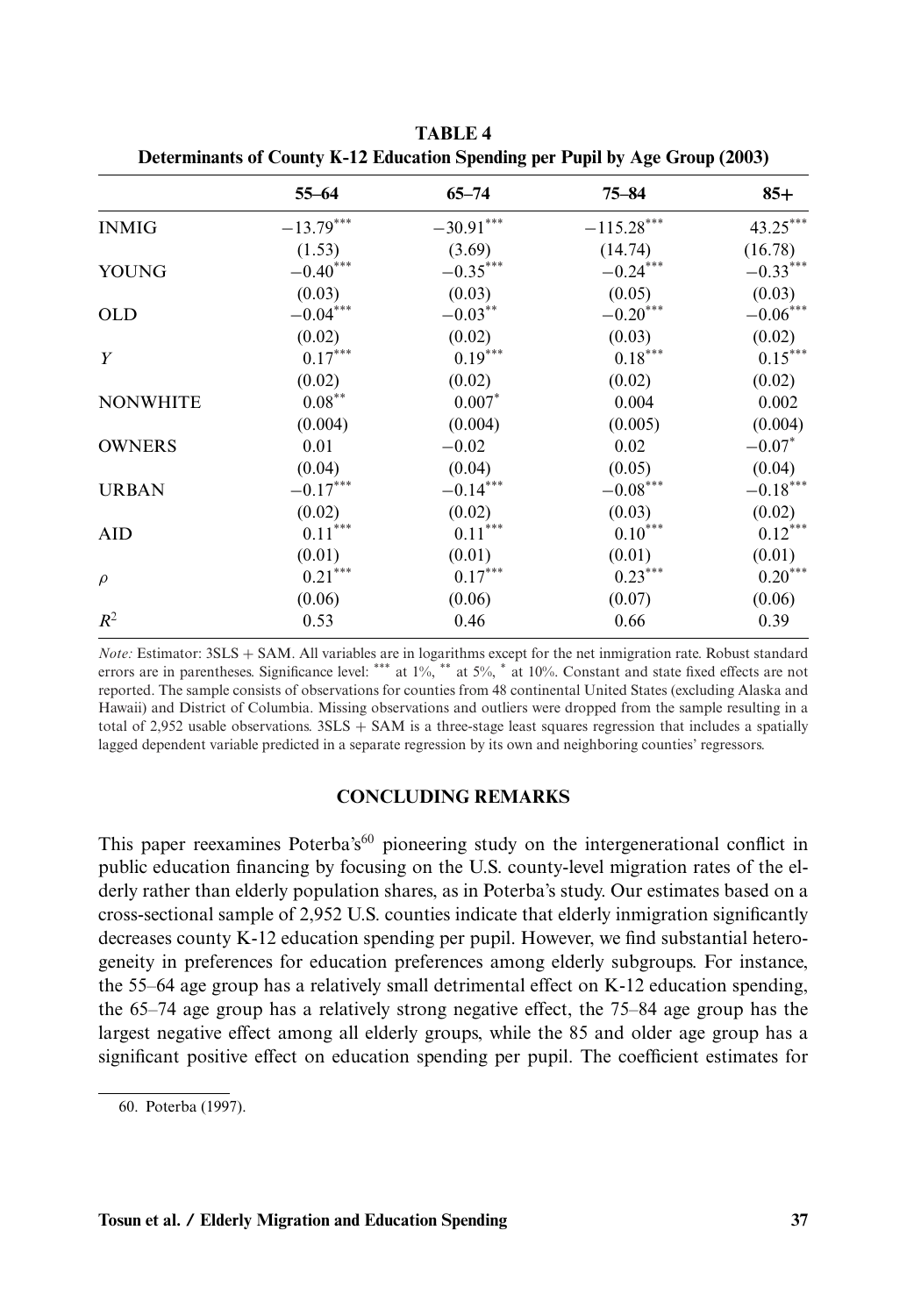**TABLE 4**
**Determinants of County K-12 Education Spending per Pupil by Age Group (2003)**

| | 55–64 | 65–74 | 75–84 | 85+ |
|---|---|---|---|---|
| INMIG | −13.79*** | −30.91*** | −115.28*** | 43.25*** |
| | (1.53) | (3.69) | (14.74) | (16.78) |
| YOUNG | −0.40*** | −0.35*** | −0.24*** | −0.33*** |
| | (0.03) | (0.03) | (0.05) | (0.03) |
| OLD | −0.04*** | −0.03** | −0.20*** | −0.06*** |
| | (0.02) | (0.02) | (0.03) | (0.02) |
| $Y$ | 0.17*** | 0.19*** | 0.18*** | 0.15*** |
| | (0.02) | (0.02) | (0.02) | (0.02) |
| NONWHITE | 0.08** | 0.007* | 0.004 | 0.002 |
| | (0.004) | (0.004) | (0.005) | (0.004) |
| OWNERS | 0.01 | −0.02 | 0.02 | −0.07* |
| | (0.04) | (0.04) | (0.05) | (0.04) |
| URBAN | −0.17*** | −0.14*** | −0.08*** | −0.18*** |
| | (0.02) | (0.02) | (0.03) | (0.02) |
| AID | 0.11*** | 0.11*** | 0.10*** | 0.12*** |
| | (0.01) | (0.01) | (0.01) | (0.01) |
| $\rho$ | 0.21*** | 0.17*** | 0.23*** | 0.20*** |
| | (0.06) | (0.06) | (0.07) | (0.06) |
| $R^2$ | 0.53 | 0.46 | 0.66 | 0.39 |

*Note:* Estimator: 3SLS + SAM. All variables are in logarithms except for the net inmigration rate. Robust standard errors are in parentheses. Significance level: *** at 1%, ** at 5%, * at 10%. Constant and state fixed effects are not reported. The sample consists of observations for counties from 48 continental United States (excluding Alaska and Hawaii) and District of Columbia. Missing observations and outliers were dropped from the sample resulting in a total of 2,952 usable observations. 3SLS + SAM is a three-stage least squares regression that includes a spatially lagged dependent variable predicted in a separate regression by its own and neighboring counties' regressors.

## CONCLUDING REMARKS

This paper reexamines Poterba's[60] pioneering study on the intergenerational conflict in public education financing by focusing on the U.S. county-level migration rates of the elderly rather than elderly population shares, as in Poterba's study. Our estimates based on a cross-sectional sample of 2,952 U.S. counties indicate that elderly inmigration significantly decreases county K-12 education spending per pupil. However, we find substantial heterogeneity in preferences for education preferences among elderly subgroups. For instance, the 55–64 age group has a relatively small detrimental effect on K-12 education spending, the 65–74 age group has a relatively strong negative effect, the 75–84 age group has the largest negative effect among all elderly groups, while the 85 and older age group has a significant positive effect on education spending per pupil. The coefficient estimates for

60. Poterba (1997).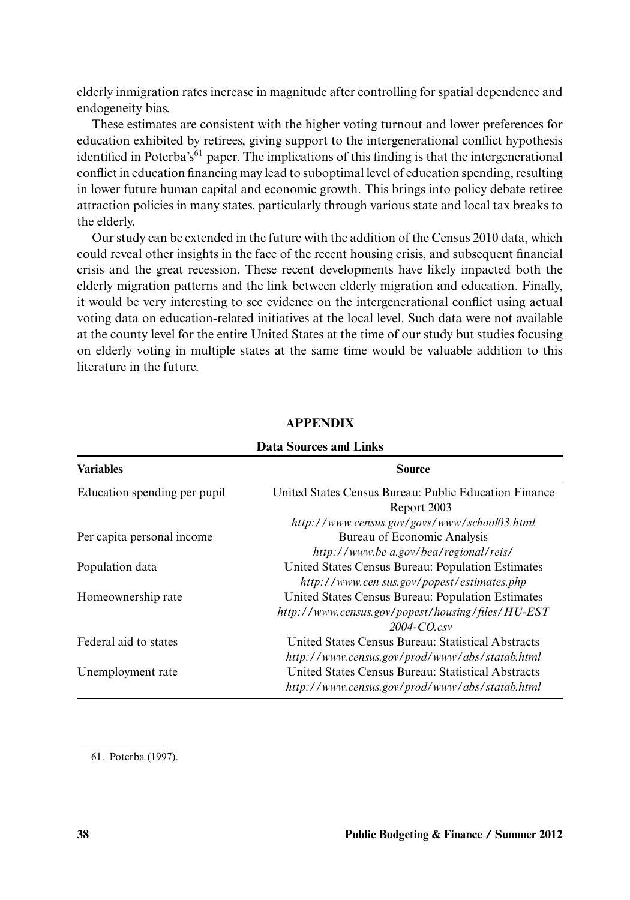elderly inmigration rates increase in magnitude after controlling for spatial dependence and endogeneity bias.

These estimates are consistent with the higher voting turnout and lower preferences for education exhibited by retirees, giving support to the intergenerational conflict hypothesis identified in Poterba's[61] paper. The implications of this finding is that the intergenerational conflict in education financing may lead to suboptimal level of education spending, resulting in lower future human capital and economic growth. This brings into policy debate retiree attraction policies in many states, particularly through various state and local tax breaks to the elderly.

Our study can be extended in the future with the addition of the Census 2010 data, which could reveal other insights in the face of the recent housing crisis, and subsequent financial crisis and the great recession. These recent developments have likely impacted both the elderly migration patterns and the link between elderly migration and education. Finally, it would be very interesting to see evidence on the intergenerational conflict using actual voting data on education-related initiatives at the local level. Such data were not available at the county level for the entire United States at the time of our study but studies focusing on elderly voting in multiple states at the same time would be valuable addition to this literature in the future.

## APPENDIX

**Data Sources and Links**

| Variables | Source |
|---|---|
| Education spending per pupil | United States Census Bureau: Public Education Finance Report 2003 *http://www.census.gov/govs/www/school03.html* |
| Per capita personal income | Bureau of Economic Analysis *http://www.be a.gov/bea/regional/reis/* |
| Population data | United States Census Bureau: Population Estimates *http://www.cen sus.gov/popest/estimates.php* |
| Homeownership rate | United States Census Bureau: Population Estimates *http://www.census.gov/popest/housing/files/HU-EST 2004-CO.csv* |
| Federal aid to states | United States Census Bureau: Statistical Abstracts *http://www.census.gov/prod/www/abs/statab.html* |
| Unemployment rate | United States Census Bureau: Statistical Abstracts *http://www.census.gov/prod/www/abs/statab.html* |

61. Poterba (1997).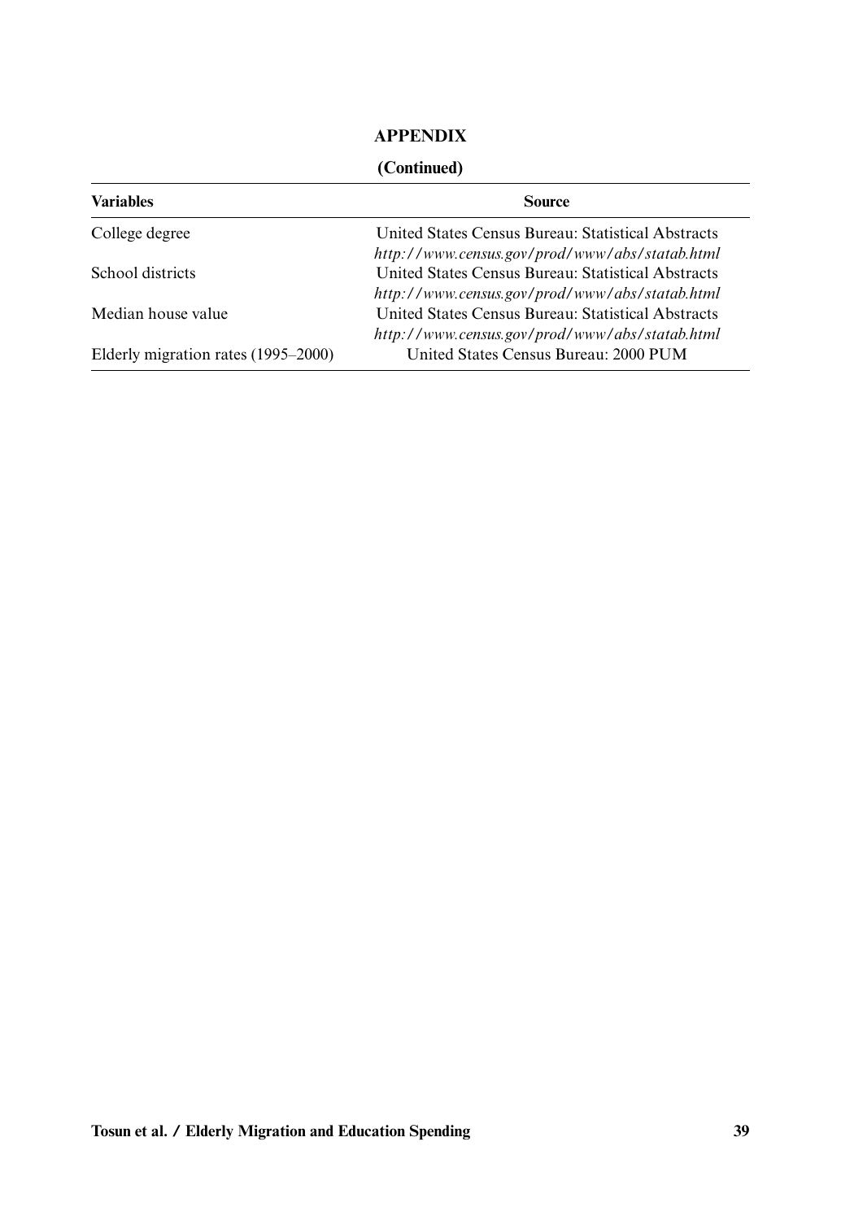## APPENDIX

**(Continued)**

| Variables | Source |
|---|---|
| College degree | United States Census Bureau: Statistical Abstracts *http://www.census.gov/prod/www/abs/statab.html* |
| School districts | United States Census Bureau: Statistical Abstracts *http://www.census.gov/prod/www/abs/statab.html* |
| Median house value | United States Census Bureau: Statistical Abstracts *http://www.census.gov/prod/www/abs/statab.html* |
| Elderly migration rates (1995–2000) | United States Census Bureau: 2000 PUM |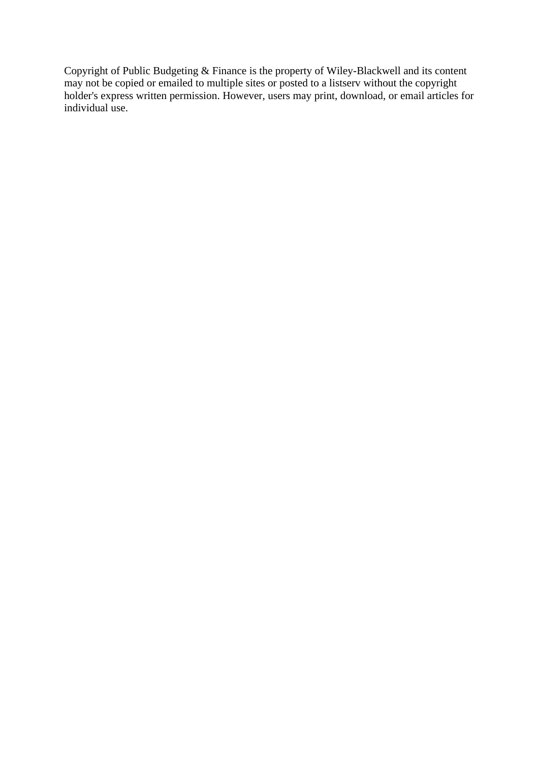Copyright of Public Budgeting & Finance is the property of Wiley-Blackwell and its content may not be copied or emailed to multiple sites or posted to a listserv without the copyright holder's express written permission. However, users may print, download, or email articles for individual use.